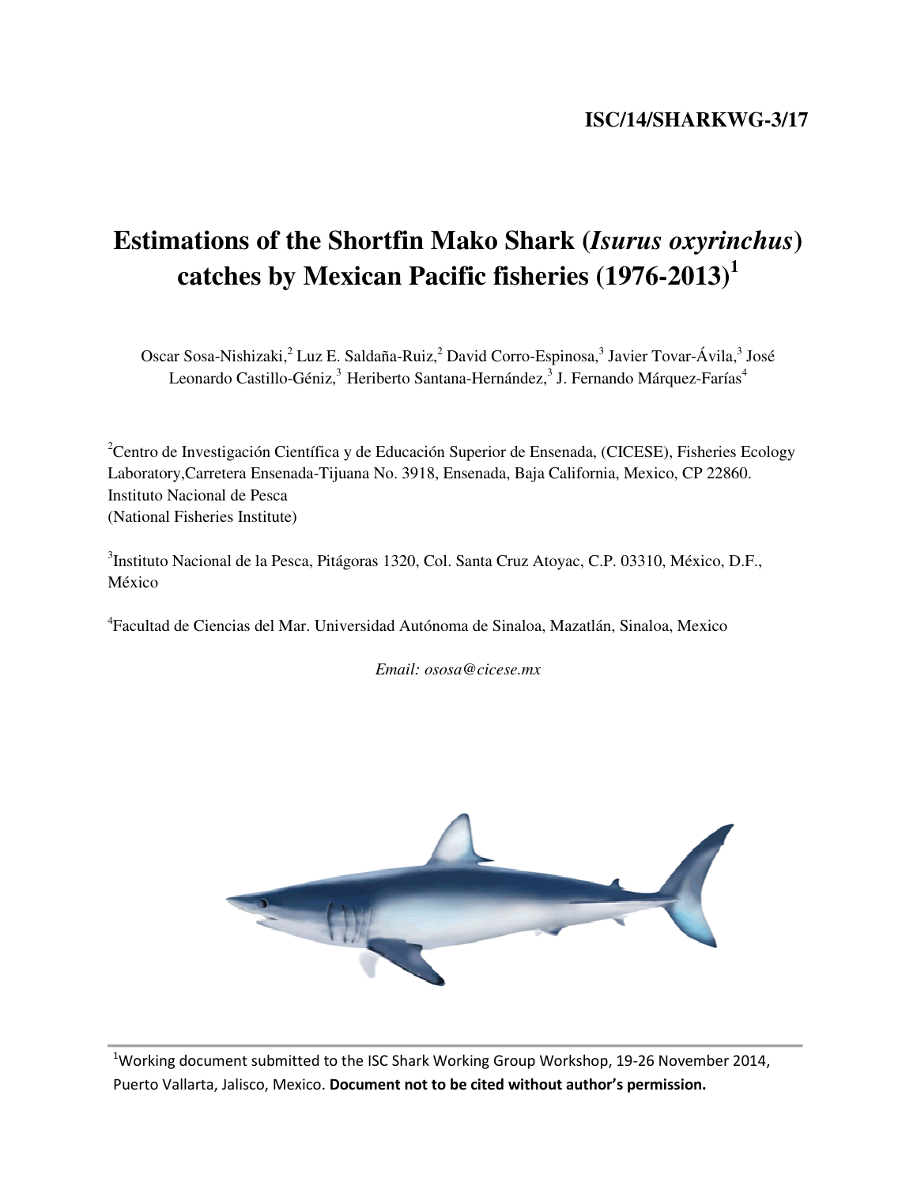**ISC/14/SHARKWG-3/17**

# Estimations of the Shortfin Mako Shark (*Isurus oxyrinchus*) catches by Mexican Pacific fisheries (1976-2013)[1]

Oscar Sosa-Nishizaki,[2] Luz E. Saldaña-Ruiz,[2] David Corro-Espinosa,[3] Javier Tovar-Ávila,[3] José Leonardo Castillo-Géniz,[3] Heriberto Santana-Hernández,[3] J. Fernando Márquez-Farías[4]

[2]Centro de Investigación Científica y de Educación Superior de Ensenada, (CICESE), Fisheries Ecology Laboratory,Carretera Ensenada-Tijuana No. 3918, Ensenada, Baja California, Mexico, CP 22860. Instituto Nacional de Pesca
(National Fisheries Institute)

[3]Instituto Nacional de la Pesca, Pitágoras 1320, Col. Santa Cruz Atoyac, C.P. 03310, México, D.F., México

[4]Facultad de Ciencias del Mar. Universidad Autónoma de Sinaloa, Mazatlán, Sinaloa, Mexico

*Email: ososa@cicese.mx*

[1]Working document submitted to the ISC Shark Working Group Workshop, 19-26 November 2014, Puerto Vallarta, Jalisco, Mexico. **Document not to be cited without author's permission.**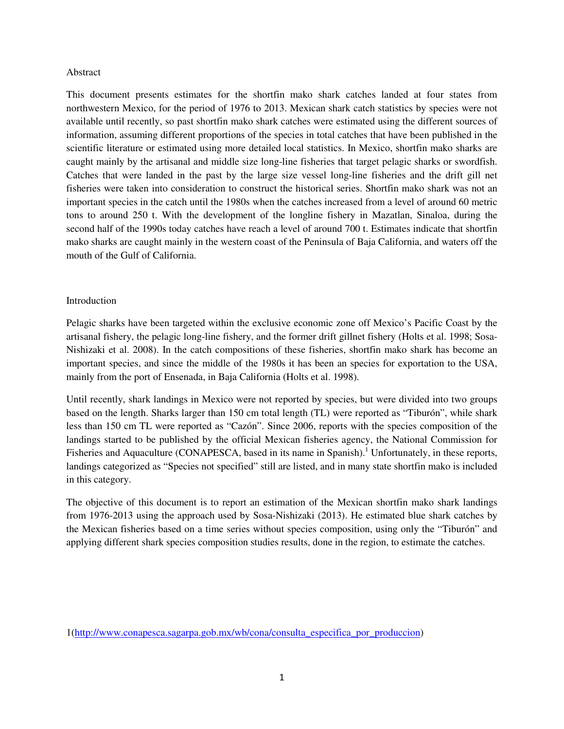## Abstract

This document presents estimates for the shortfin mako shark catches landed at four states from northwestern Mexico, for the period of 1976 to 2013. Mexican shark catch statistics by species were not available until recently, so past shortfin mako shark catches were estimated using the different sources of information, assuming different proportions of the species in total catches that have been published in the scientific literature or estimated using more detailed local statistics. In Mexico, shortfin mako sharks are caught mainly by the artisanal and middle size long-line fisheries that target pelagic sharks or swordfish. Catches that were landed in the past by the large size vessel long-line fisheries and the drift gill net fisheries were taken into consideration to construct the historical series. Shortfin mako shark was not an important species in the catch until the 1980s when the catches increased from a level of around 60 metric tons to around 250 t. With the development of the longline fishery in Mazatlan, Sinaloa, during the second half of the 1990s today catches have reach a level of around 700 t. Estimates indicate that shortfin mako sharks are caught mainly in the western coast of the Peninsula of Baja California, and waters off the mouth of the Gulf of California.

## Introduction

Pelagic sharks have been targeted within the exclusive economic zone off Mexico's Pacific Coast by the artisanal fishery, the pelagic long-line fishery, and the former drift gillnet fishery (Holts et al. 1998; Sosa-Nishizaki et al. 2008). In the catch compositions of these fisheries, shortfin mako shark has become an important species, and since the middle of the 1980s it has been an species for exportation to the USA, mainly from the port of Ensenada, in Baja California (Holts et al. 1998).

Until recently, shark landings in Mexico were not reported by species, but were divided into two groups based on the length. Sharks larger than 150 cm total length (TL) were reported as "Tiburón", while shark less than 150 cm TL were reported as "Cazón". Since 2006, reports with the species composition of the landings started to be published by the official Mexican fisheries agency, the National Commission for Fisheries and Aquaculture (CONAPESCA, based in its name in Spanish).[1] Unfortunately, in these reports, landings categorized as "Species not specified" still are listed, and in many state shortfin mako is included in this category.

The objective of this document is to report an estimation of the Mexican shortfin mako shark landings from 1976-2013 using the approach used by Sosa-Nishizaki (2013). He estimated blue shark catches by the Mexican fisheries based on a time series without species composition, using only the "Tiburón" and applying different shark species composition studies results, done in the region, to estimate the catches.

1(http://www.conapesca.sagarpa.gob.mx/wb/cona/consulta_especifica_por_produccion)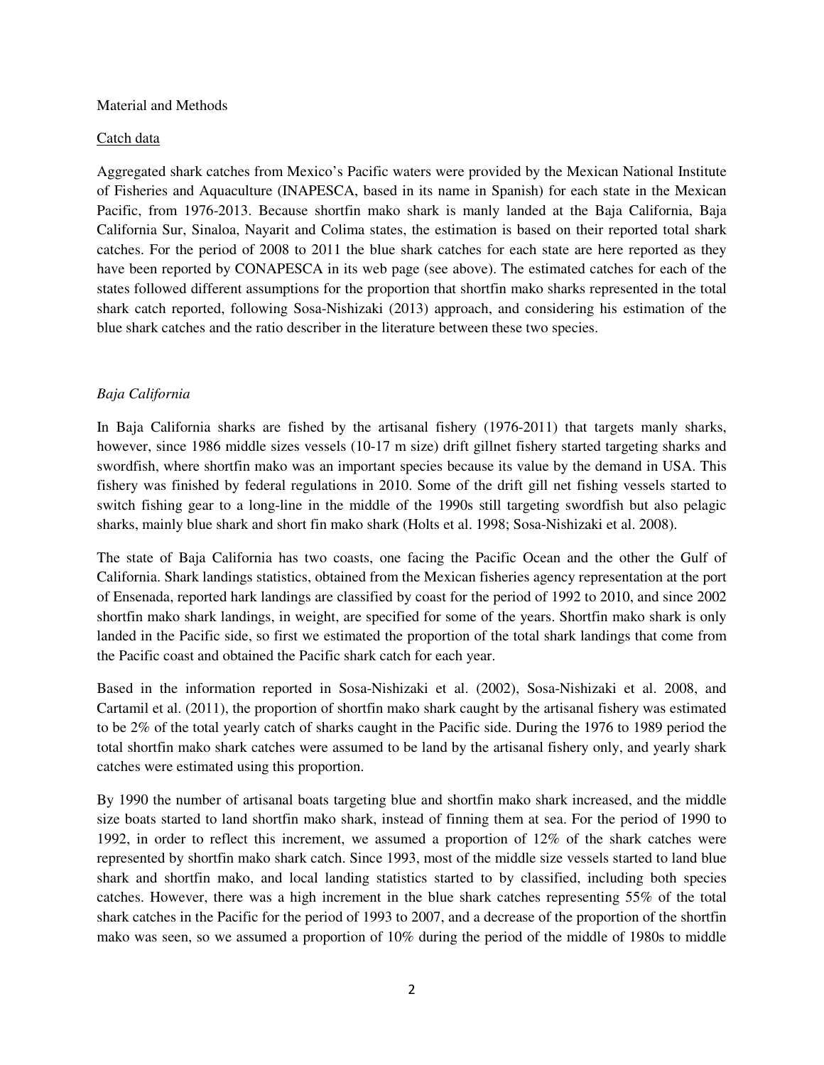Material and Methods

Catch data

Aggregated shark catches from Mexico's Pacific waters were provided by the Mexican National Institute of Fisheries and Aquaculture (INAPESCA, based in its name in Spanish) for each state in the Mexican Pacific, from 1976-2013. Because shortfin mako shark is manly landed at the Baja California, Baja California Sur, Sinaloa, Nayarit and Colima states, the estimation is based on their reported total shark catches. For the period of 2008 to 2011 the blue shark catches for each state are here reported as they have been reported by CONAPESCA in its web page (see above). The estimated catches for each of the states followed different assumptions for the proportion that shortfin mako sharks represented in the total shark catch reported, following Sosa-Nishizaki (2013) approach, and considering his estimation of the blue shark catches and the ratio describer in the literature between these two species.

*Baja California*

In Baja California sharks are fished by the artisanal fishery (1976-2011) that targets manly sharks, however, since 1986 middle sizes vessels (10-17 m size) drift gillnet fishery started targeting sharks and swordfish, where shortfin mako was an important species because its value by the demand in USA. This fishery was finished by federal regulations in 2010. Some of the drift gill net fishing vessels started to switch fishing gear to a long-line in the middle of the 1990s still targeting swordfish but also pelagic sharks, mainly blue shark and short fin mako shark (Holts et al. 1998; Sosa-Nishizaki et al. 2008).

The state of Baja California has two coasts, one facing the Pacific Ocean and the other the Gulf of California. Shark landings statistics, obtained from the Mexican fisheries agency representation at the port of Ensenada, reported hark landings are classified by coast for the period of 1992 to 2010, and since 2002 shortfin mako shark landings, in weight, are specified for some of the years. Shortfin mako shark is only landed in the Pacific side, so first we estimated the proportion of the total shark landings that come from the Pacific coast and obtained the Pacific shark catch for each year.

Based in the information reported in Sosa-Nishizaki et al. (2002), Sosa-Nishizaki et al. 2008, and Cartamil et al. (2011), the proportion of shortfin mako shark caught by the artisanal fishery was estimated to be 2% of the total yearly catch of sharks caught in the Pacific side. During the 1976 to 1989 period the total shortfin mako shark catches were assumed to be land by the artisanal fishery only, and yearly shark catches were estimated using this proportion.

By 1990 the number of artisanal boats targeting blue and shortfin mako shark increased, and the middle size boats started to land shortfin mako shark, instead of finning them at sea. For the period of 1990 to 1992, in order to reflect this increment, we assumed a proportion of 12% of the shark catches were represented by shortfin mako shark catch. Since 1993, most of the middle size vessels started to land blue shark and shortfin mako, and local landing statistics started to by classified, including both species catches. However, there was a high increment in the blue shark catches representing 55% of the total shark catches in the Pacific for the period of 1993 to 2007, and a decrease of the proportion of the shortfin mako was seen, so we assumed a proportion of 10% during the period of the middle of 1980s to middle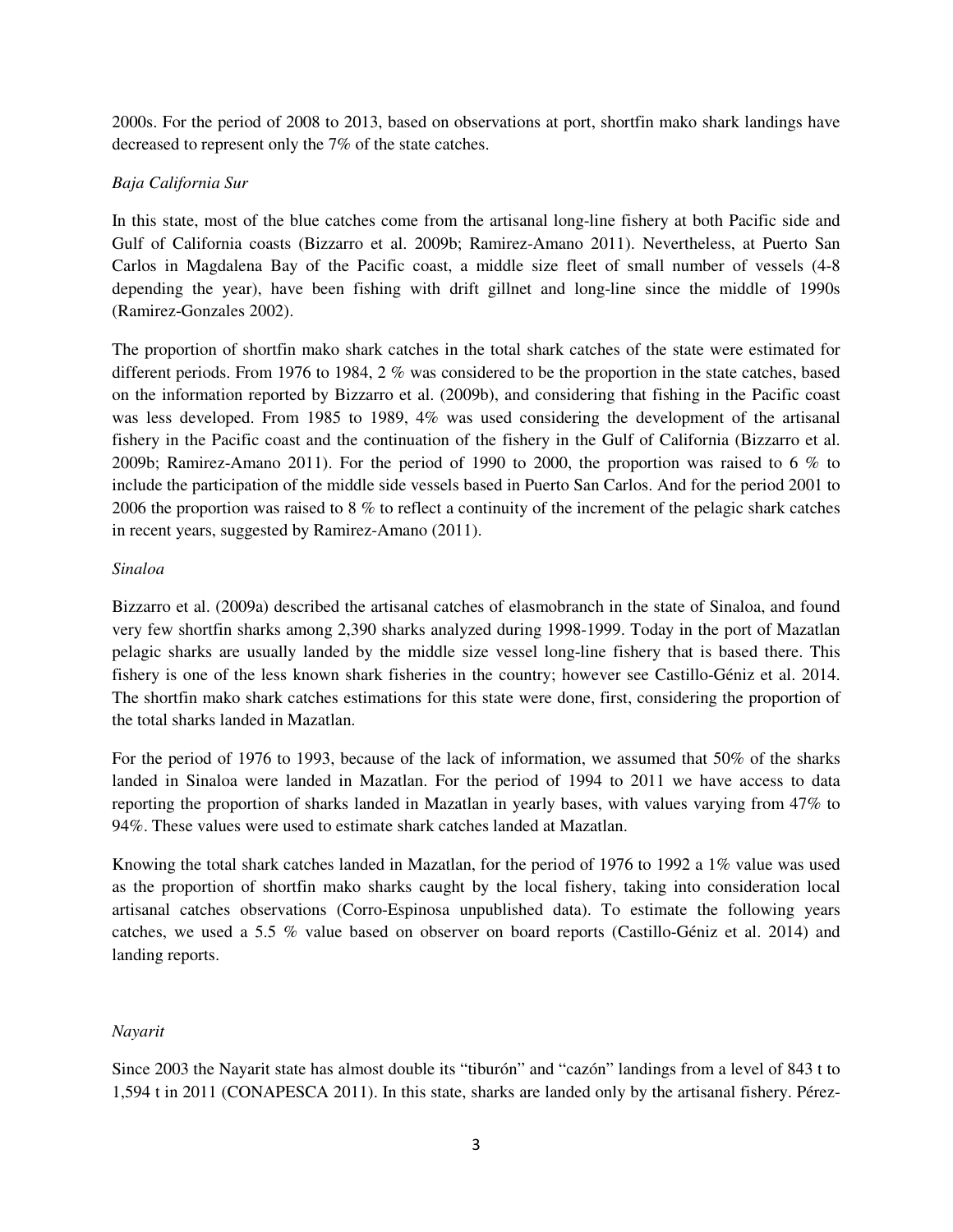2000s. For the period of 2008 to 2013, based on observations at port, shortfin mako shark landings have decreased to represent only the 7% of the state catches.

*Baja California Sur*

In this state, most of the blue catches come from the artisanal long-line fishery at both Pacific side and Gulf of California coasts (Bizzarro et al. 2009b; Ramirez-Amano 2011). Nevertheless, at Puerto San Carlos in Magdalena Bay of the Pacific coast, a middle size fleet of small number of vessels (4-8 depending the year), have been fishing with drift gillnet and long-line since the middle of 1990s (Ramirez-Gonzales 2002).

The proportion of shortfin mako shark catches in the total shark catches of the state were estimated for different periods. From 1976 to 1984, 2 % was considered to be the proportion in the state catches, based on the information reported by Bizzarro et al. (2009b), and considering that fishing in the Pacific coast was less developed. From 1985 to 1989, 4% was used considering the development of the artisanal fishery in the Pacific coast and the continuation of the fishery in the Gulf of California (Bizzarro et al. 2009b; Ramirez-Amano 2011). For the period of 1990 to 2000, the proportion was raised to 6 % to include the participation of the middle side vessels based in Puerto San Carlos. And for the period 2001 to 2006 the proportion was raised to 8 % to reflect a continuity of the increment of the pelagic shark catches in recent years, suggested by Ramirez-Amano (2011).

*Sinaloa*

Bizzarro et al. (2009a) described the artisanal catches of elasmobranch in the state of Sinaloa, and found very few shortfin sharks among 2,390 sharks analyzed during 1998-1999. Today in the port of Mazatlan pelagic sharks are usually landed by the middle size vessel long-line fishery that is based there. This fishery is one of the less known shark fisheries in the country; however see Castillo-Géniz et al. 2014. The shortfin mako shark catches estimations for this state were done, first, considering the proportion of the total sharks landed in Mazatlan.

For the period of 1976 to 1993, because of the lack of information, we assumed that 50% of the sharks landed in Sinaloa were landed in Mazatlan. For the period of 1994 to 2011 we have access to data reporting the proportion of sharks landed in Mazatlan in yearly bases, with values varying from 47% to 94%. These values were used to estimate shark catches landed at Mazatlan.

Knowing the total shark catches landed in Mazatlan, for the period of 1976 to 1992 a 1% value was used as the proportion of shortfin mako sharks caught by the local fishery, taking into consideration local artisanal catches observations (Corro-Espinosa unpublished data). To estimate the following years catches, we used a 5.5 % value based on observer on board reports (Castillo-Géniz et al. 2014) and landing reports.

*Nayarit*

Since 2003 the Nayarit state has almost double its "tiburón" and "cazón" landings from a level of 843 t to 1,594 t in 2011 (CONAPESCA 2011). In this state, sharks are landed only by the artisanal fishery. Pérez-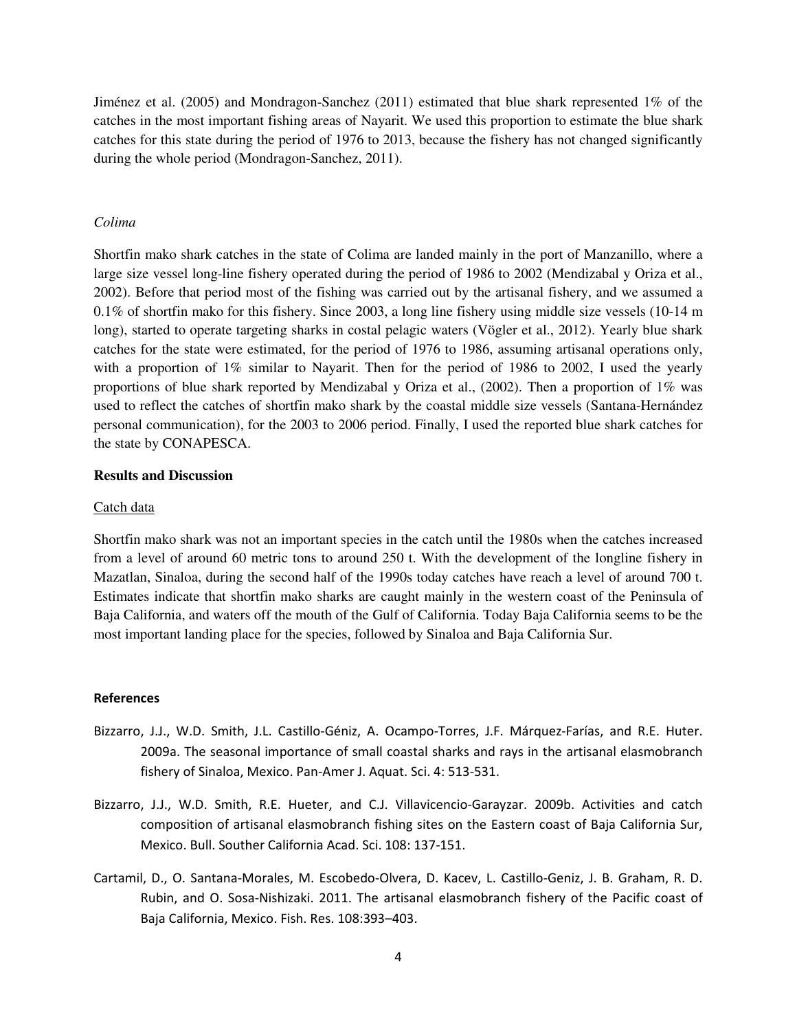Jiménez et al. (2005) and Mondragon-Sanchez (2011) estimated that blue shark represented 1% of the catches in the most important fishing areas of Nayarit. We used this proportion to estimate the blue shark catches for this state during the period of 1976 to 2013, because the fishery has not changed significantly during the whole period (Mondragon-Sanchez, 2011).

*Colima*

Shortfin mako shark catches in the state of Colima are landed mainly in the port of Manzanillo, where a large size vessel long-line fishery operated during the period of 1986 to 2002 (Mendizabal y Oriza et al., 2002). Before that period most of the fishing was carried out by the artisanal fishery, and we assumed a 0.1% of shortfin mako for this fishery. Since 2003, a long line fishery using middle size vessels (10-14 m long), started to operate targeting sharks in costal pelagic waters (Vögler et al., 2012). Yearly blue shark catches for the state were estimated, for the period of 1976 to 1986, assuming artisanal operations only, with a proportion of 1% similar to Nayarit. Then for the period of 1986 to 2002, I used the yearly proportions of blue shark reported by Mendizabal y Oriza et al., (2002). Then a proportion of 1% was used to reflect the catches of shortfin mako shark by the coastal middle size vessels (Santana-Hernández personal communication), for the 2003 to 2006 period. Finally, I used the reported blue shark catches for the state by CONAPESCA.

**Results and Discussion**

Catch data

Shortfin mako shark was not an important species in the catch until the 1980s when the catches increased from a level of around 60 metric tons to around 250 t. With the development of the longline fishery in Mazatlan, Sinaloa, during the second half of the 1990s today catches have reach a level of around 700 t. Estimates indicate that shortfin mako sharks are caught mainly in the western coast of the Peninsula of Baja California, and waters off the mouth of the Gulf of California. Today Baja California seems to be the most important landing place for the species, followed by Sinaloa and Baja California Sur.

**References**

Bizzarro, J.J., W.D. Smith, J.L. Castillo-Géniz, A. Ocampo-Torres, J.F. Márquez-Farías, and R.E. Huter. 2009a. The seasonal importance of small coastal sharks and rays in the artisanal elasmobranch fishery of Sinaloa, Mexico. Pan-Amer J. Aquat. Sci. 4: 513-531.

Bizzarro, J.J., W.D. Smith, R.E. Hueter, and C.J. Villavicencio-Garayzar. 2009b. Activities and catch composition of artisanal elasmobranch fishing sites on the Eastern coast of Baja California Sur, Mexico. Bull. Souther California Acad. Sci. 108: 137-151.

Cartamil, D., O. Santana-Morales, M. Escobedo-Olvera, D. Kacev, L. Castillo-Geniz, J. B. Graham, R. D. Rubin, and O. Sosa-Nishizaki. 2011. The artisanal elasmobranch fishery of the Pacific coast of Baja California, Mexico. Fish. Res. 108:393–403.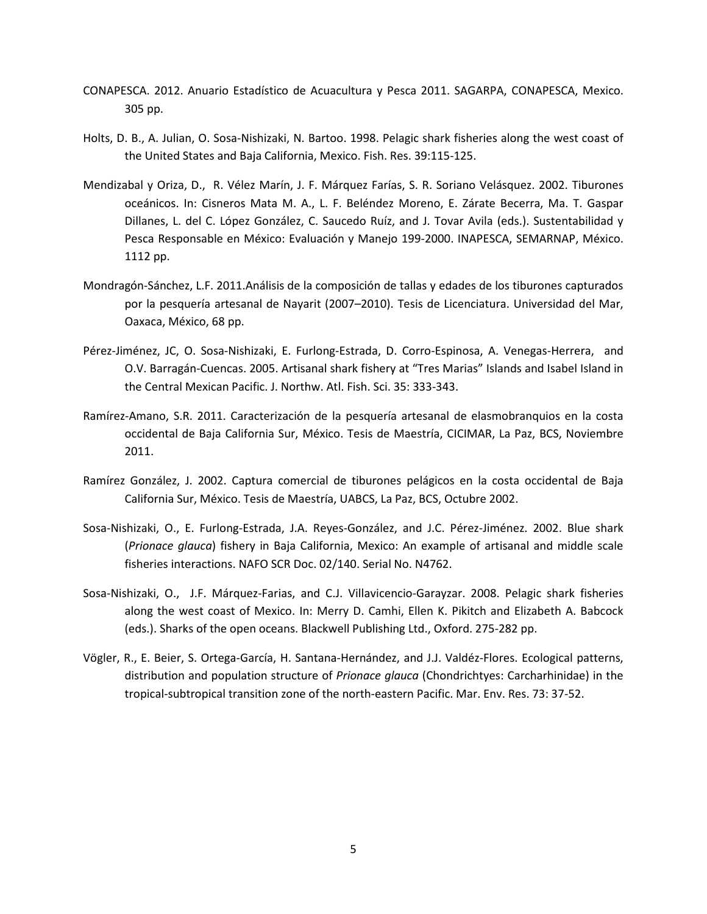CONAPESCA. 2012. Anuario Estadístico de Acuacultura y Pesca 2011. SAGARPA, CONAPESCA, Mexico. 305 pp.

Holts, D. B., A. Julian, O. Sosa-Nishizaki, N. Bartoo. 1998. Pelagic shark fisheries along the west coast of the United States and Baja California, Mexico. Fish. Res. 39:115-125.

Mendizabal y Oriza, D., R. Vélez Marín, J. F. Márquez Farías, S. R. Soriano Velásquez. 2002. Tiburones oceánicos. In: Cisneros Mata M. A., L. F. Beléndez Moreno, E. Zárate Becerra, Ma. T. Gaspar Dillanes, L. del C. López González, C. Saucedo Ruíz, and J. Tovar Avila (eds.). Sustentabilidad y Pesca Responsable en México: Evaluación y Manejo 199-2000. INAPESCA, SEMARNAP, México. 1112 pp.

Mondragón-Sánchez, L.F. 2011.Análisis de la composición de tallas y edades de los tiburones capturados por la pesquería artesanal de Nayarit (2007–2010). Tesis de Licenciatura. Universidad del Mar, Oaxaca, México, 68 pp.

Pérez-Jiménez, JC, O. Sosa-Nishizaki, E. Furlong-Estrada, D. Corro-Espinosa, A. Venegas-Herrera, and O.V. Barragán-Cuencas. 2005. Artisanal shark fishery at "Tres Marias" Islands and Isabel Island in the Central Mexican Pacific. J. Northw. Atl. Fish. Sci. 35: 333-343.

Ramírez-Amano, S.R. 2011. Caracterización de la pesquería artesanal de elasmobranquios en la costa occidental de Baja California Sur, México. Tesis de Maestría, CICIMAR, La Paz, BCS, Noviembre 2011.

Ramírez González, J. 2002. Captura comercial de tiburones pelágicos en la costa occidental de Baja California Sur, México. Tesis de Maestría, UABCS, La Paz, BCS, Octubre 2002.

Sosa-Nishizaki, O., E. Furlong-Estrada, J.A. Reyes-González, and J.C. Pérez-Jiménez. 2002. Blue shark (*Prionace glauca*) fishery in Baja California, Mexico: An example of artisanal and middle scale fisheries interactions. NAFO SCR Doc. 02/140. Serial No. N4762.

Sosa-Nishizaki, O., J.F. Márquez-Farias, and C.J. Villavicencio-Garayzar. 2008. Pelagic shark fisheries along the west coast of Mexico. In: Merry D. Camhi, Ellen K. Pikitch and Elizabeth A. Babcock (eds.). Sharks of the open oceans. Blackwell Publishing Ltd., Oxford. 275-282 pp.

Vögler, R., E. Beier, S. Ortega-García, H. Santana-Hernández, and J.J. Valdéz-Flores. Ecological patterns, distribution and population structure of *Prionace glauca* (Chondrichtyes: Carcharhinidae) in the tropical-subtropical transition zone of the north-eastern Pacific. Mar. Env. Res. 73: 37-52.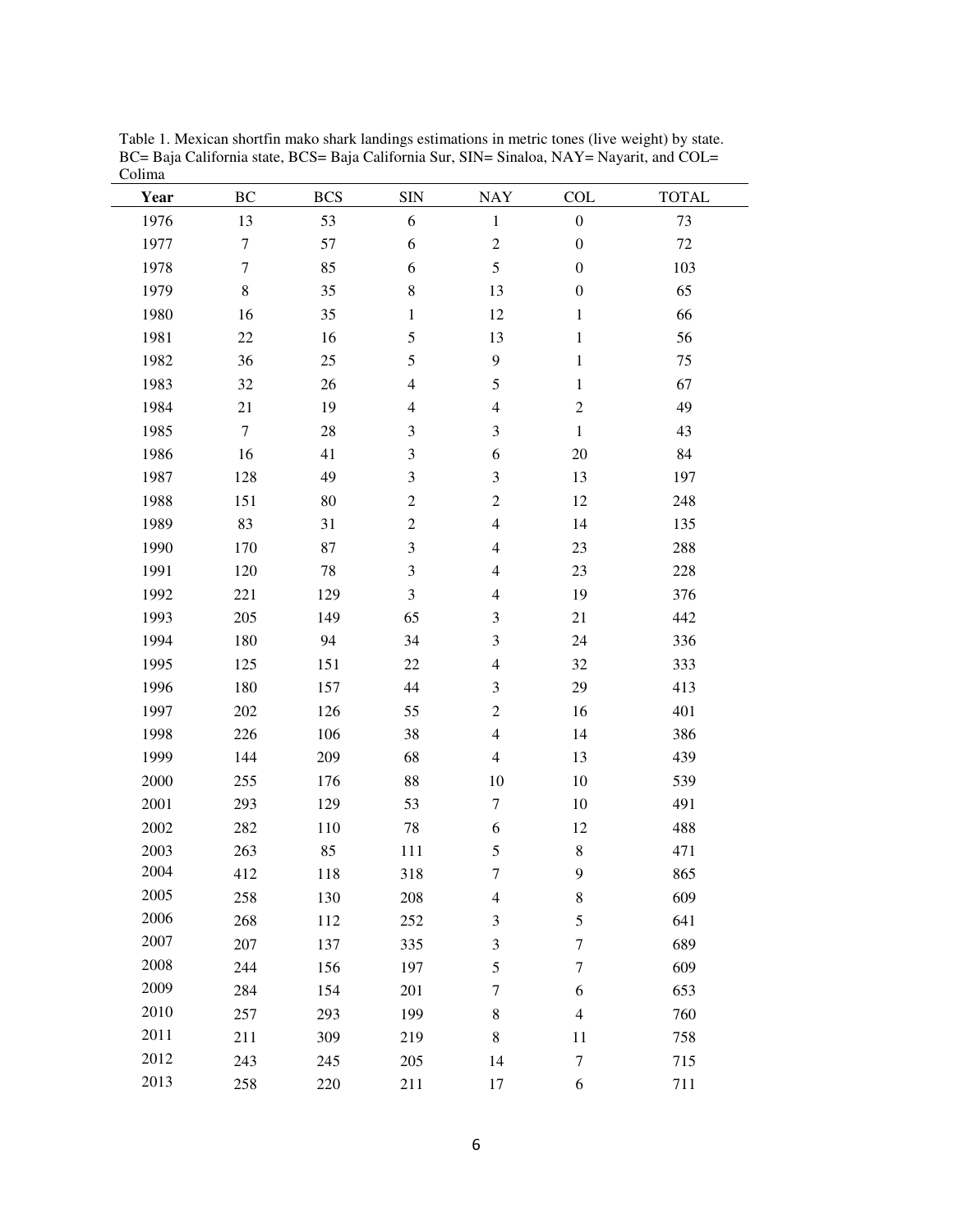Table 1. Mexican shortfin mako shark landings estimations in metric tons (live weight) by state. BC= Baja California state, BCS= Baja California Sur, SIN= Sinaloa, NAY= Nayarit, and COL= Colima

| Year | BC | BCS | SIN | NAY | COL | TOTAL |
|---|---|---|---|---|---|---|
| 1976 | 13 | 53 | 6 | 1 | 0 | 73 |
| 1977 | 7 | 57 | 6 | 2 | 0 | 72 |
| 1978 | 7 | 85 | 6 | 5 | 0 | 103 |
| 1979 | 8 | 35 | 8 | 13 | 0 | 65 |
| 1980 | 16 | 35 | 1 | 12 | 1 | 66 |
| 1981 | 22 | 16 | 5 | 13 | 1 | 56 |
| 1982 | 36 | 25 | 5 | 9 | 1 | 75 |
| 1983 | 32 | 26 | 4 | 5 | 1 | 67 |
| 1984 | 21 | 19 | 4 | 4 | 2 | 49 |
| 1985 | 7 | 28 | 3 | 3 | 1 | 43 |
| 1986 | 16 | 41 | 3 | 6 | 20 | 84 |
| 1987 | 128 | 49 | 3 | 3 | 13 | 197 |
| 1988 | 151 | 80 | 2 | 2 | 12 | 248 |
| 1989 | 83 | 31 | 2 | 4 | 14 | 135 |
| 1990 | 170 | 87 | 3 | 4 | 23 | 288 |
| 1991 | 120 | 78 | 3 | 4 | 23 | 228 |
| 1992 | 221 | 129 | 3 | 4 | 19 | 376 |
| 1993 | 205 | 149 | 65 | 3 | 21 | 442 |
| 1994 | 180 | 94 | 34 | 3 | 24 | 336 |
| 1995 | 125 | 151 | 22 | 4 | 32 | 333 |
| 1996 | 180 | 157 | 44 | 3 | 29 | 413 |
| 1997 | 202 | 126 | 55 | 2 | 16 | 401 |
| 1998 | 226 | 106 | 38 | 4 | 14 | 386 |
| 1999 | 144 | 209 | 68 | 4 | 13 | 439 |
| 2000 | 255 | 176 | 88 | 10 | 10 | 539 |
| 2001 | 293 | 129 | 53 | 7 | 10 | 491 |
| 2002 | 282 | 110 | 78 | 6 | 12 | 488 |
| 2003 | 263 | 85 | 111 | 5 | 8 | 471 |
| 2004 | 412 | 118 | 318 | 7 | 9 | 865 |
| 2005 | 258 | 130 | 208 | 4 | 8 | 609 |
| 2006 | 268 | 112 | 252 | 3 | 5 | 641 |
| 2007 | 207 | 137 | 335 | 3 | 7 | 689 |
| 2008 | 244 | 156 | 197 | 5 | 7 | 609 |
| 2009 | 284 | 154 | 201 | 7 | 6 | 653 |
| 2010 | 257 | 293 | 199 | 8 | 4 | 760 |
| 2011 | 211 | 309 | 219 | 8 | 11 | 758 |
| 2012 | 243 | 245 | 205 | 14 | 7 | 715 |
| 2013 | 258 | 220 | 211 | 17 | 6 | 711 |